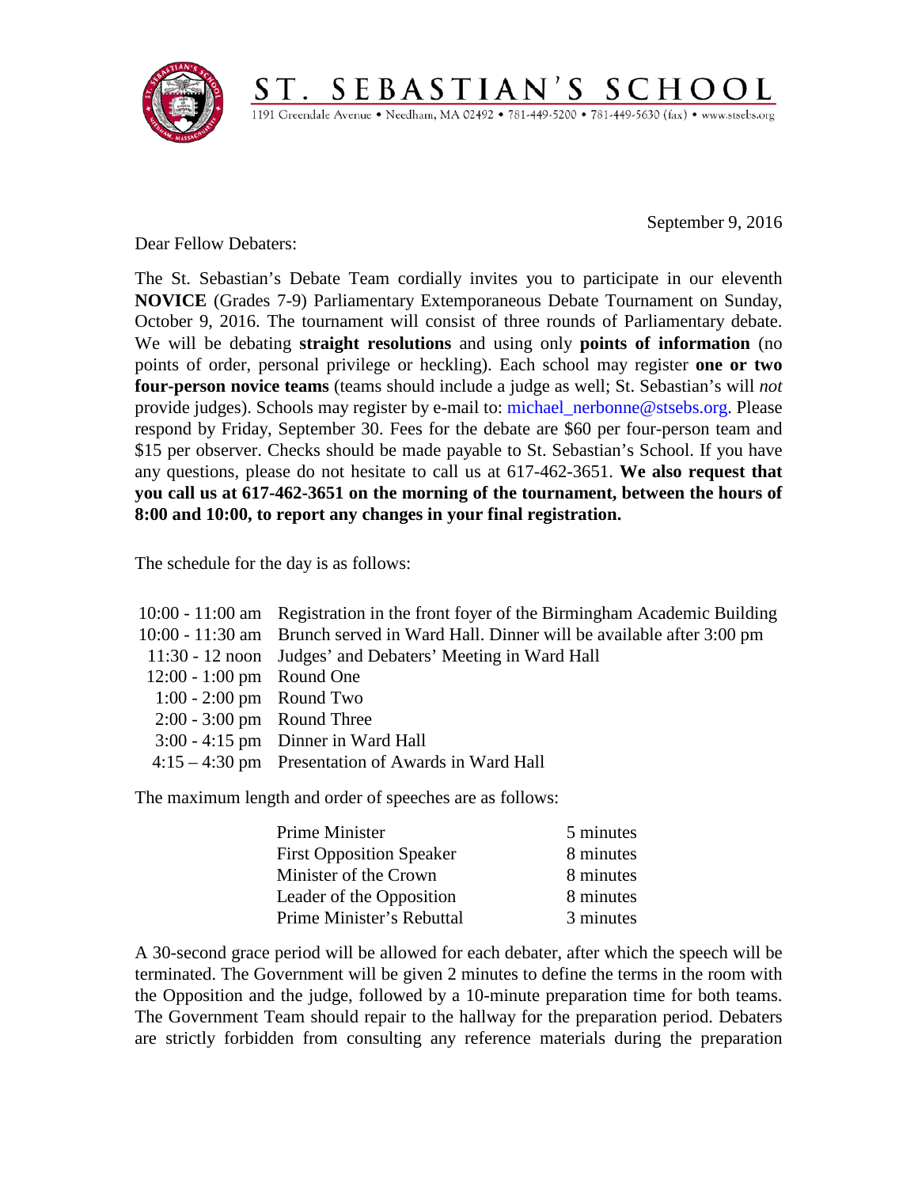# ST. SEBASTIAN'S SCHOOL

1191 Greendale Avenue • Needham, MA 02492 • 781-449-5200 • 781-449-5630 (fax) • www.stsebs.org

September 9, 2016

Dear Fellow Debaters:

The St. Sebastian's Debate Team cordially invites you to participate in our eleventh **NOVICE** (Grades 7-9) Parliamentary Extemporaneous Debate Tournament on Sunday, October 9, 2016. The tournament will consist of three rounds of Parliamentary debate. We will be debating **straight resolutions** and using only **points of information** (no points of order, personal privilege or heckling). Each school may register **one or two four-person novice teams** (teams should include a judge as well; St. Sebastian's will *not* provide judges). Schools may register by e-mail to: michael_nerbonne@stsebs.org. Please respond by Friday, September 30. Fees for the debate are $60 per four-person team and $15 per observer. Checks should be made payable to St. Sebastian's School. If you have any questions, please do not hesitate to call us at 617-462-3651. **We also request that you call us at 617-462-3651 on the morning of the tournament, between the hours of 8:00 and 10:00, to report any changes in your final registration.**

The schedule for the day is as follows:

| | |
|---|---|
| 10:00 - 11:00 am | Registration in the front foyer of the Birmingham Academic Building |
| 10:00 - 11:30 am | Brunch served in Ward Hall. Dinner will be available after 3:00 pm |
| 11:30 - 12 noon | Judges' and Debaters' Meeting in Ward Hall |
| 12:00 - 1:00 pm | Round One |
| 1:00 - 2:00 pm | Round Two |
| 2:00 - 3:00 pm | Round Three |
| 3:00 - 4:15 pm | Dinner in Ward Hall |
| 4:15 – 4:30 pm | Presentation of Awards in Ward Hall |

The maximum length and order of speeches are as follows:

| | |
|---|---|
| Prime Minister | 5 minutes |
| First Opposition Speaker | 8 minutes |
| Minister of the Crown | 8 minutes |
| Leader of the Opposition | 8 minutes |
| Prime Minister's Rebuttal | 3 minutes |

A 30-second grace period will be allowed for each debater, after which the speech will be terminated. The Government will be given 2 minutes to define the terms in the room with the Opposition and the judge, followed by a 10-minute preparation time for both teams. The Government Team should repair to the hallway for the preparation period. Debaters are strictly forbidden from consulting any reference materials during the preparation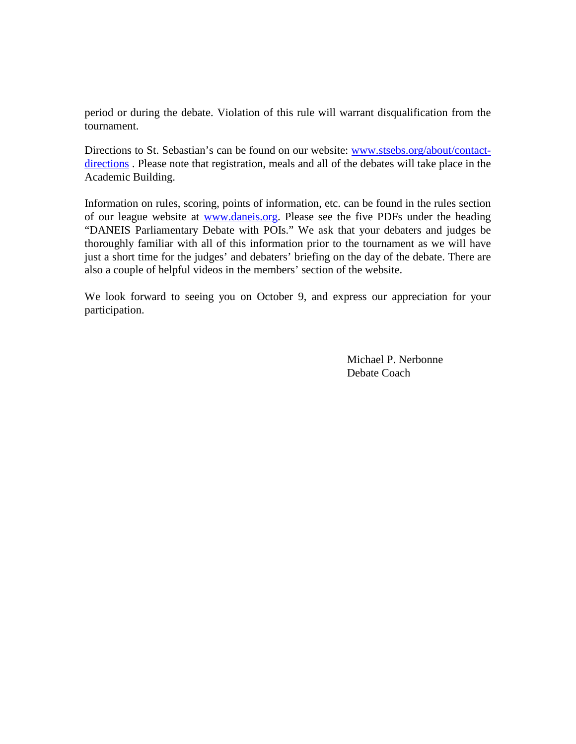period or during the debate. Violation of this rule will warrant disqualification from the tournament.

Directions to St. Sebastian's can be found on our website: [www.stsebs.org/about/contact-directions](http://www.stsebs.org/about/contact-directions) . Please note that registration, meals and all of the debates will take place in the Academic Building.

Information on rules, scoring, points of information, etc. can be found in the rules section of our league website at [www.daneis.org](http://www.daneis.org). Please see the five PDFs under the heading "DANEIS Parliamentary Debate with POIs." We ask that your debaters and judges be thoroughly familiar with all of this information prior to the tournament as we will have just a short time for the judges' and debaters' briefing on the day of the debate. There are also a couple of helpful videos in the members' section of the website.

We look forward to seeing you on October 9, and express our appreciation for your participation.

Michael P. Nerbonne  
Debate Coach